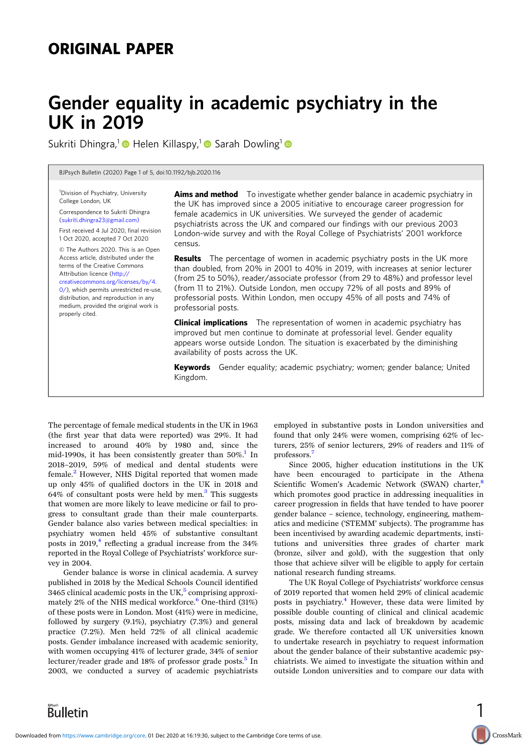## ORIGINAL PAPER

# Gender equality in academic psychiatry in the UK in 2019

Sukriti Dhingra,[1] Helen Killaspy,[1] Sarah Dowling[1]

[1]Division of Psychiatry, University College London, UK

Correspondence to Sukriti Dhingra (sukriti.dhingra23@gmail.com)

First received 4 Jul 2020, final revision 1 Oct 2020, accepted 7 Oct 2020

© The Authors 2020. This is an Open Access article, distributed under the terms of the Creative Commons Attribution licence (http://creativecommons.org/licenses/by/4.0/), which permits unrestricted re-use, distribution, and reproduction in any medium, provided the original work is properly cited.

**Aims and method** To investigate whether gender balance in academic psychiatry in the UK has improved since a 2005 initiative to encourage career progression for female academics in UK universities. We surveyed the gender of academic psychiatrists across the UK and compared our findings with our previous 2003 London-wide survey and with the Royal College of Psychiatrists' 2001 workforce census.

**Results** The percentage of women in academic psychiatry posts in the UK more than doubled, from 20% in 2001 to 40% in 2019, with increases at senior lecturer (from 25 to 50%), reader/associate professor (from 29 to 48%) and professor level (from 11 to 21%). Outside London, men occupy 72% of all posts and 89% of professorial posts. Within London, men occupy 45% of all posts and 74% of professorial posts.

**Clinical implications** The representation of women in academic psychiatry has improved but men continue to dominate at professorial level. Gender equality appears worse outside London. The situation is exacerbated by the diminishing availability of posts across the UK.

**Keywords** Gender equality; academic psychiatry; women; gender balance; United Kingdom.

The percentage of female medical students in the UK in 1963 (the first year that data were reported) was 29%. It had increased to around 40% by 1980 and, since the mid-1990s, it has been consistently greater than 50%.[1] In 2018–2019, 59% of medical and dental students were female.[2] However, NHS Digital reported that women made up only 45% of qualified doctors in the UK in 2018 and 64% of consultant posts were held by men.[3] This suggests that women are more likely to leave medicine or fail to progress to consultant grade than their male counterparts. Gender balance also varies between medical specialties: in psychiatry women held 45% of substantive consultant posts in 2019,[4] reflecting a gradual increase from the 34% reported in the Royal College of Psychiatrists' workforce survey in 2004.

Gender balance is worse in clinical academia. A survey published in 2018 by the Medical Schools Council identified 3465 clinical academic posts in the UK,[5] comprising approximately 2% of the NHS medical workforce.[6] One-third (31%) of these posts were in London. Most (41%) were in medicine, followed by surgery (9.1%), psychiatry (7.3%) and general practice (7.2%). Men held 72% of all clinical academic posts. Gender imbalance increased with academic seniority, with women occupying 41% of lecturer grade, 34% of senior lecturer/reader grade and 18% of professor grade posts.[5] In 2003, we conducted a survey of academic psychiatrists employed in substantive posts in London universities and found that only 24% were women, comprising 62% of lecturers, 25% of senior lecturers, 29% of readers and 11% of professors.[7]

Since 2005, higher education institutions in the UK have been encouraged to participate in the Athena Scientific Women's Academic Network (SWAN) charter,[8] which promotes good practice in addressing inequalities in career progression in fields that have tended to have poorer gender balance – science, technology, engineering, mathematics and medicine ('STEMM' subjects). The programme has been incentivised by awarding academic departments, institutions and universities three grades of charter mark (bronze, silver and gold), with the suggestion that only those that achieve silver will be eligible to apply for certain national research funding streams.

The UK Royal College of Psychiatrists' workforce census of 2019 reported that women held 29% of clinical academic posts in psychiatry.[4] However, these data were limited by possible double counting of clinical and clinical academic posts, missing data and lack of breakdown by academic grade. We therefore contacted all UK universities known to undertake research in psychiatry to request information about the gender balance of their substantive academic psychiatrists. We aimed to investigate the situation within and outside London universities and to compare our data with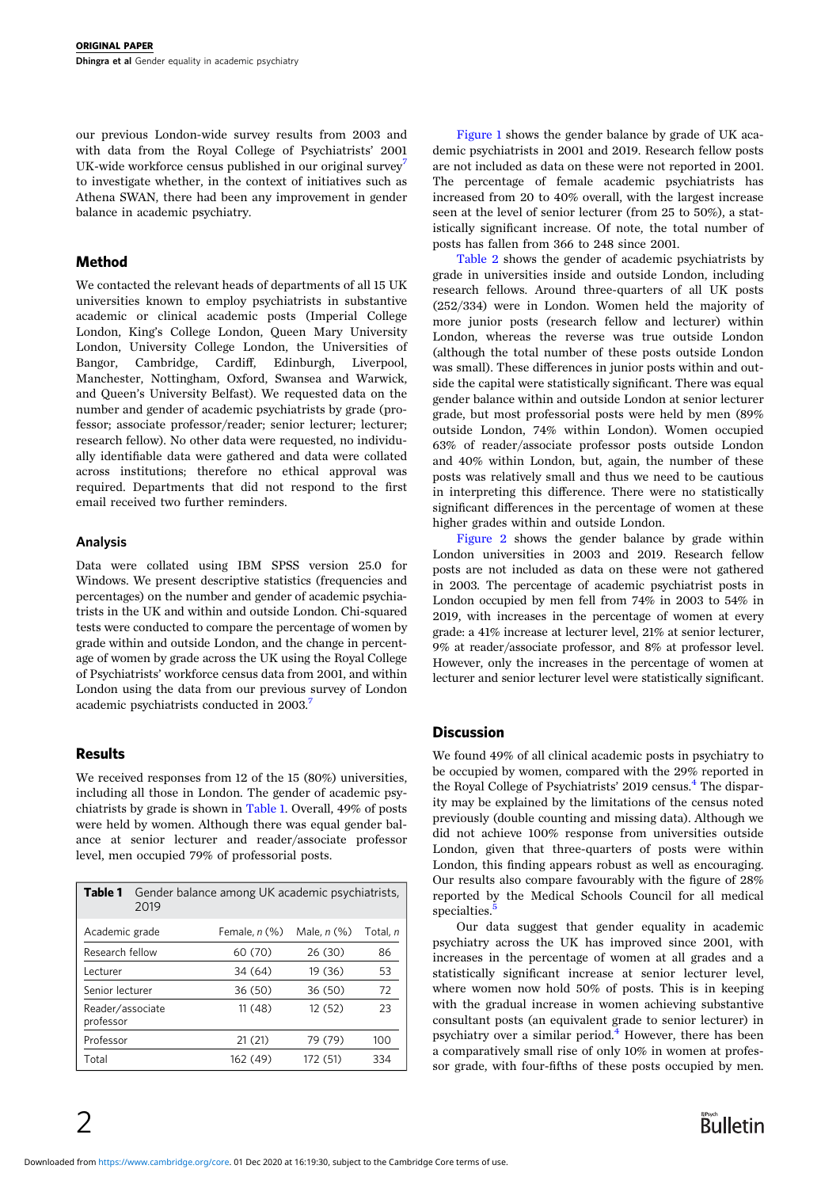our previous London-wide survey results from 2003 and with data from the Royal College of Psychiatrists' 2001 UK-wide workforce census published in our original survey[7] to investigate whether, in the context of initiatives such as Athena SWAN, there had been any improvement in gender balance in academic psychiatry.

## Method

We contacted the relevant heads of departments of all 15 UK universities known to employ psychiatrists in substantive academic or clinical academic posts (Imperial College London, King's College London, Queen Mary University London, University College London, the Universities of Bangor, Cambridge, Cardiff, Edinburgh, Liverpool, Manchester, Nottingham, Oxford, Swansea and Warwick, and Queen's University Belfast). We requested data on the number and gender of academic psychiatrists by grade (professor; associate professor/reader; senior lecturer; lecturer; research fellow). No other data were requested, no individually identifiable data were gathered and data were collated across institutions; therefore no ethical approval was required. Departments that did not respond to the first email received two further reminders.

### Analysis

Data were collated using IBM SPSS version 25.0 for Windows. We present descriptive statistics (frequencies and percentages) on the number and gender of academic psychiatrists in the UK and within and outside London. Chi-squared tests were conducted to compare the percentage of women by grade within and outside London, and the change in percentage of women by grade across the UK using the Royal College of Psychiatrists' workforce census data from 2001, and within London using the data from our previous survey of London academic psychiatrists conducted in 2003.[7]

## Results

We received responses from 12 of the 15 (80%) universities, including all those in London. The gender of academic psychiatrists by grade is shown in Table 1. Overall, 49% of posts were held by women. Although there was equal gender balance at senior lecturer and reader/associate professor level, men occupied 79% of professorial posts.

**Table 1** Gender balance among UK academic psychiatrists, 2019

| Academic grade | Female, *n* (%) | Male, *n* (%) | Total, *n* |
|---|---|---|---|
| Research fellow | 60 (70) | 26 (30) | 86 |
| Lecturer | 34 (64) | 19 (36) | 53 |
| Senior lecturer | 36 (50) | 36 (50) | 72 |
| Reader/associate professor | 11 (48) | 12 (52) | 23 |
| Professor | 21 (21) | 79 (79) | 100 |
| Total | 162 (49) | 172 (51) | 334 |

Figure 1 shows the gender balance by grade of UK academic psychiatrists in 2001 and 2019. Research fellow posts are not included as data on these were not reported in 2001. The percentage of female academic psychiatrists has increased from 20 to 40% overall, with the largest increase seen at the level of senior lecturer (from 25 to 50%), a statistically significant increase. Of note, the total number of posts has fallen from 366 to 248 since 2001.

Table 2 shows the gender of academic psychiatrists by grade in universities inside and outside London, including research fellows. Around three-quarters of all UK posts (252/334) were in London. Women held the majority of more junior posts (research fellow and lecturer) within London, whereas the reverse was true outside London (although the total number of these posts outside London was small). These differences in junior posts within and outside the capital were statistically significant. There was equal gender balance within and outside London at senior lecturer grade, but most professorial posts were held by men (89% outside London, 74% within London). Women occupied 63% of reader/associate professor posts outside London and 40% within London, but, again, the number of these posts was relatively small and thus we need to be cautious in interpreting this difference. There were no statistically significant differences in the percentage of women at these higher grades within and outside London.

Figure 2 shows the gender balance by grade within London universities in 2003 and 2019. Research fellow posts are not included as data on these were not gathered in 2003. The percentage of academic psychiatrist posts in London occupied by men fell from 74% in 2003 to 54% in 2019, with increases in the percentage of women at every grade: a 41% increase at lecturer level, 21% at senior lecturer, 9% at reader/associate professor, and 8% at professor level. However, only the increases in the percentage of women at lecturer and senior lecturer level were statistically significant.

## Discussion

We found 49% of all clinical academic posts in psychiatry to be occupied by women, compared with the 29% reported in the Royal College of Psychiatrists' 2019 census.[4] The disparity may be explained by the limitations of the census noted previously (double counting and missing data). Although we did not achieve 100% response from universities outside London, given that three-quarters of posts were within London, this finding appears robust as well as encouraging. Our results also compare favourably with the figure of 28% reported by the Medical Schools Council for all medical specialties.[5]

Our data suggest that gender equality in academic psychiatry across the UK has improved since 2001, with increases in the percentage of women at all grades and a statistically significant increase at senior lecturer level, where women now hold 50% of posts. This is in keeping with the gradual increase in women achieving substantive consultant posts (an equivalent grade to senior lecturer) in psychiatry over a similar period.[4] However, there has been a comparatively small rise of only 10% in women at professor grade, with four-fifths of these posts occupied by men.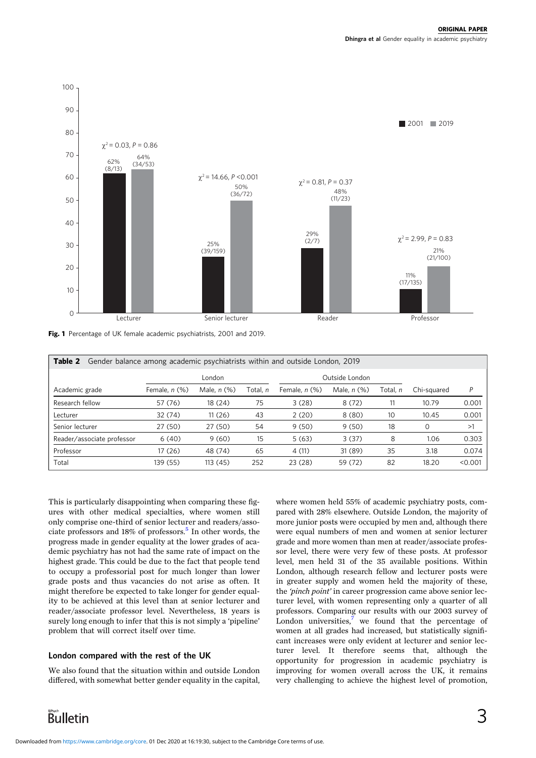Fig. 1 Percentage of UK female academic psychiatrists, 2001 and 2019.

| **Table 2** Gender balance among academic psychiatrists within and outside London, 2019 | | | | | | | | |
|---|---|---|---|---|---|---|---|---|
| | London | | | Outside London | | | | |
| Academic grade | Female, *n* (%) | Male, *n* (%) | Total, *n* | Female, *n* (%) | Male, *n* (%) | Total, *n* | Chi-squared | *P* |
| Research fellow | 57 (76) | 18 (24) | 75 | 3 (28) | 8 (72) | 11 | 10.79 | 0.001 |
| Lecturer | 32 (74) | 11 (26) | 43 | 2 (20) | 8 (80) | 10 | 10.45 | 0.001 |
| Senior lecturer | 27 (50) | 27 (50) | 54 | 9 (50) | 9 (50) | 18 | 0 | >1 |
| Reader/associate professor | 6 (40) | 9 (60) | 15 | 5 (63) | 3 (37) | 8 | 1.06 | 0.303 |
| Professor | 17 (26) | 48 (74) | 65 | 4 (11) | 31 (89) | 35 | 3.18 | 0.074 |
| Total | 139 (55) | 113 (45) | 252 | 23 (28) | 59 (72) | 82 | 18.20 | <0.001 |

This is particularly disappointing when comparing these figures with other medical specialties, where women still only comprise one-third of senior lecturer and readers/associate professors and 18% of professors.[5] In other words, the progress made in gender equality at the lower grades of academic psychiatry has not had the same rate of impact on the highest grade. This could be due to the fact that people tend to occupy a professorial post for much longer than lower grade posts and thus vacancies do not arise as often. It might therefore be expected to take longer for gender equality to be achieved at this level than at senior lecturer and reader/associate professor level. Nevertheless, 18 years is surely long enough to infer that this is not simply a 'pipeline' problem that will correct itself over time.

### London compared with the rest of the UK

We also found that the situation within and outside London differed, with somewhat better gender equality in the capital, where women held 55% of academic psychiatry posts, compared with 28% elsewhere. Outside London, the majority of more junior posts were occupied by men and, although there were equal numbers of men and women at senior lecturer grade and more women than men at reader/associate professor level, there were very few of these posts. At professor level, men held 31 of the 35 available positions. Within London, although research fellow and lecturer posts were in greater supply and women held the majority of these, the *'pinch point'* in career progression came above senior lecturer level, with women representing only a quarter of all professors. Comparing our results with our 2003 survey of London universities,[7] we found that the percentage of women at all grades had increased, but statistically significant increases were only evident at lecturer and senior lecturer level. It therefore seems that, although the opportunity for progression in academic psychiatry is improving for women overall across the UK, it remains very challenging to achieve the highest level of promotion,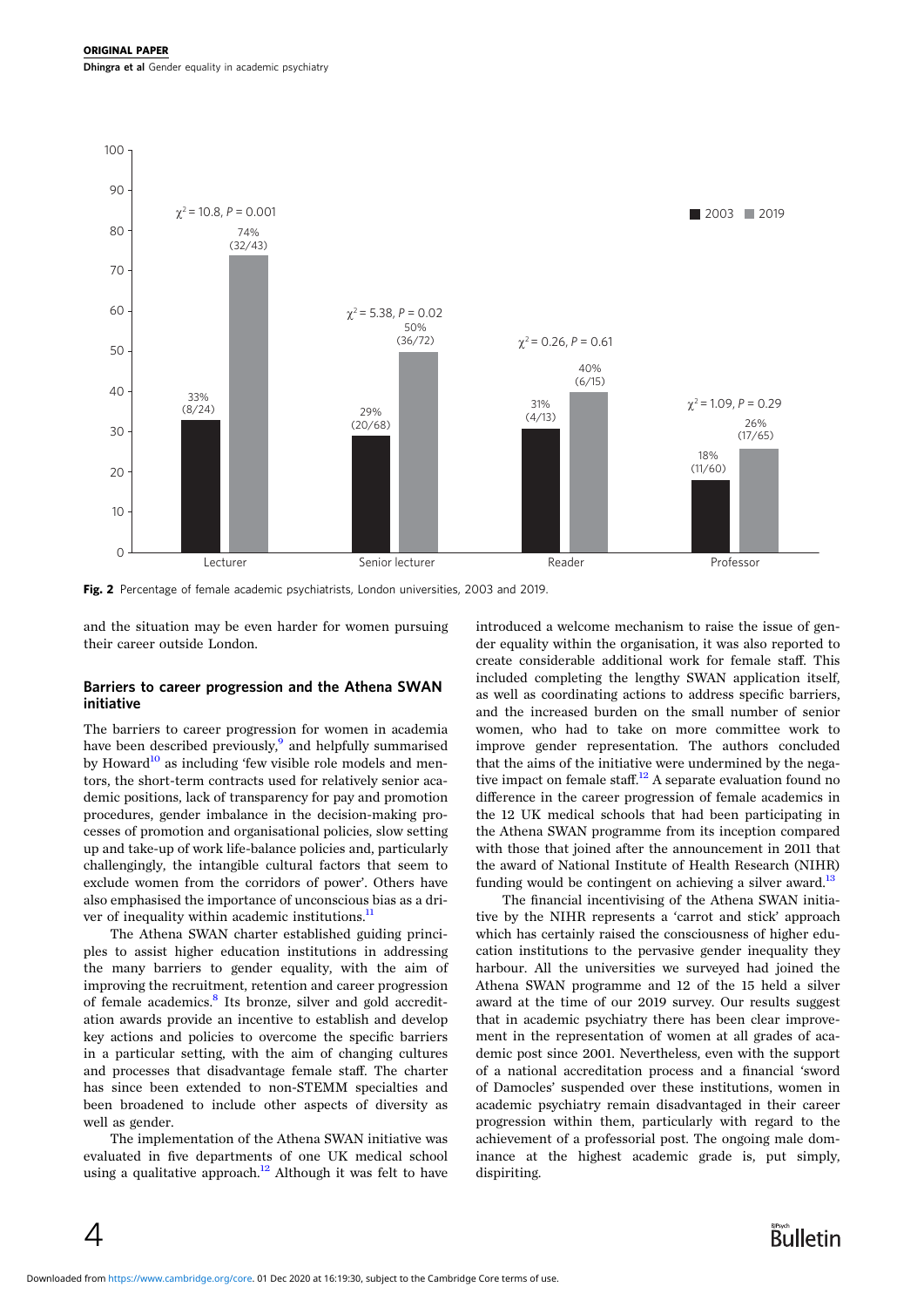Fig. 2 Percentage of female academic psychiatrists, London universities, 2003 and 2019.

and the situation may be even harder for women pursuing their career outside London.

## Barriers to career progression and the Athena SWAN initiative

The barriers to career progression for women in academia have been described previously,[9] and helpfully summarised by Howard[10] as including 'few visible role models and mentors, the short-term contracts used for relatively senior academic positions, lack of transparency for pay and promotion procedures, gender imbalance in the decision-making processes of promotion and organisational policies, slow setting up and take-up of work life-balance policies and, particularly challengingly, the intangible cultural factors that seem to exclude women from the corridors of power'. Others have also emphasised the importance of unconscious bias as a driver of inequality within academic institutions.[11]

The Athena SWAN charter established guiding principles to assist higher education institutions in addressing the many barriers to gender equality, with the aim of improving the recruitment, retention and career progression of female academics.[8] Its bronze, silver and gold accreditation awards provide an incentive to establish and develop key actions and policies to overcome the specific barriers in a particular setting, with the aim of changing cultures and processes that disadvantage female staff. The charter has since been extended to non-STEMM specialties and been broadened to include other aspects of diversity as well as gender.

The implementation of the Athena SWAN initiative was evaluated in five departments of one UK medical school using a qualitative approach.[12] Although it was felt to have introduced a welcome mechanism to raise the issue of gender equality within the organisation, it was also reported to create considerable additional work for female staff. This included completing the lengthy SWAN application itself, as well as coordinating actions to address specific barriers, and the increased burden on the small number of senior women, who had to take on more committee work to improve gender representation. The authors concluded that the aims of the initiative were undermined by the negative impact on female staff.[12] A separate evaluation found no difference in the career progression of female academics in the 12 UK medical schools that had been participating in the Athena SWAN programme from its inception compared with those that joined after the announcement in 2011 that the award of National Institute of Health Research (NIHR) funding would be contingent on achieving a silver award.[13]

The financial incentivising of the Athena SWAN initiative by the NIHR represents a 'carrot and stick' approach which has certainly raised the consciousness of higher education institutions to the pervasive gender inequality they harbour. All the universities we surveyed had joined the Athena SWAN programme and 12 of the 15 held a silver award at the time of our 2019 survey. Our results suggest that in academic psychiatry there has been clear improvement in the representation of women at all grades of academic post since 2001. Nevertheless, even with the support of a national accreditation process and a financial 'sword of Damocles' suspended over these institutions, women in academic psychiatry remain disadvantaged in their career progression within them, particularly with regard to the achievement of a professorial post. The ongoing male dominance at the highest academic grade is, put simply, dispiriting.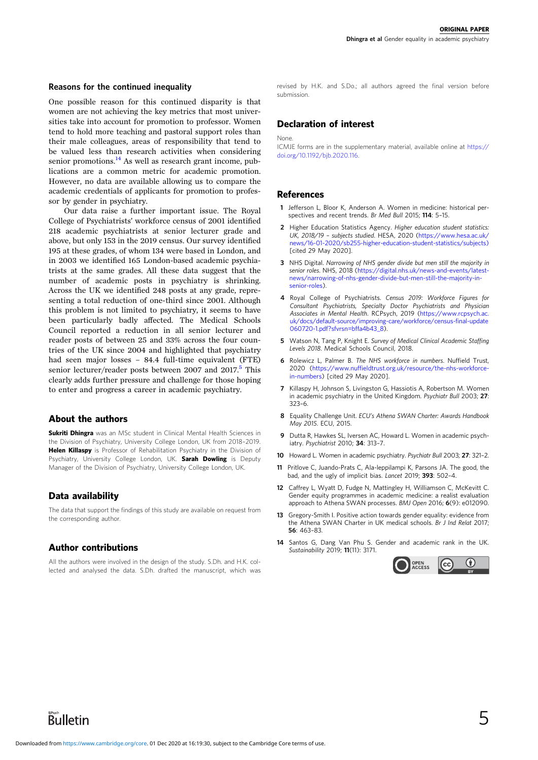## Reasons for the continued inequality

One possible reason for this continued disparity is that women are not achieving the key metrics that most universities take into account for promotion to professor. Women tend to hold more teaching and pastoral support roles than their male colleagues, areas of responsibility that tend to be valued less than research activities when considering senior promotions.[14] As well as research grant income, publications are a common metric for academic promotion. However, no data are available allowing us to compare the academic credentials of applicants for promotion to professor by gender in psychiatry.

Our data raise a further important issue. The Royal College of Psychiatrists' workforce census of 2001 identified 218 academic psychiatrists at senior lecturer grade and above, but only 153 in the 2019 census. Our survey identified 195 at these grades, of whom 134 were based in London, and in 2003 we identified 165 London-based academic psychiatrists at the same grades. All these data suggest that the number of academic posts in psychiatry is shrinking. Across the UK we identified 248 posts at any grade, representing a total reduction of one-third since 2001. Although this problem is not limited to psychiatry, it seems to have been particularly badly affected. The Medical Schools Council reported a reduction in all senior lecturer and reader posts of between 25 and 33% across the four countries of the UK since 2004 and highlighted that psychiatry had seen major losses – 84.4 full-time equivalent (FTE) senior lecturer/reader posts between 2007 and 2017.[5] This clearly adds further pressure and challenge for those hoping to enter and progress a career in academic psychiatry.

## About the authors

**Sukriti Dhingra** was an MSc student in Clinical Mental Health Sciences in the Division of Psychiatry, University College London, UK from 2018–2019. **Helen Killaspy** is Professor of Rehabilitation Psychiatry in the Division of Psychiatry, University College London, UK. **Sarah Dowling** is Deputy Manager of the Division of Psychiatry, University College London, UK.

## Data availability

The data that support the findings of this study are available on request from the corresponding author.

## Author contributions

All the authors were involved in the design of the study. S.Dh. and H.K. collected and analysed the data. S.Dh. drafted the manuscript, which was revised by H.K. and S.Do.; all authors agreed the final version before submission.

## Declaration of interest

None.

ICMJE forms are in the supplementary material, available online at https://doi.org/10.1192/bjb.2020.116.

## References

1. Jefferson L, Bloor K, Anderson A. Women in medicine: historical perspectives and recent trends. *Br Med Bull* 2015; **114**: 5–15.
2. Higher Education Statistics Agency. *Higher education student statistics: UK, 2018/19 – subjects studied*. HESA, 2020 (https://www.hesa.ac.uk/news/16-01-2020/sb255-higher-education-student-statistics/subjects) [cited 29 May 2020].
3. NHS Digital. *Narrowing of NHS gender divide but men still the majority in senior roles*. NHS, 2018 (https://digital.nhs.uk/news-and-events/latest-news/narrowing-of-nhs-gender-divide-but-men-still-the-majority-in-senior-roles).
4. Royal College of Psychiatrists. *Census 2019: Workforce Figures for Consultant Psychiatrists, Specialty Doctor Psychiatrists and Physician Associates in Mental Health*. RCPsych, 2019 (https://www.rcpsych.ac.uk/docs/default-source/improving-care/workforce/census-final-update 060720-1.pdf?sfvrsn=bffa4b43_8).
5. Watson N, Tang P, Knight E. *Survey of Medical Clinical Academic Staffing Levels 2018*. Medical Schools Council, 2018.
6. Rolewicz L, Palmer B. *The NHS workforce in numbers*. Nuffield Trust, 2020 (https://www.nuffieldtrust.org.uk/resource/the-nhs-workforce-in-numbers) [cited 29 May 2020].
7. Killaspy H, Johnson S, Livingston G, Hassiotis A, Robertson M. Women in academic psychiatry in the United Kingdom. *Psychiatr Bull* 2003; **27**: 323–6.
8. Equality Challenge Unit. *ECU's Athena SWAN Charter: Awards Handbook May 2015*. ECU, 2015.
9. Dutta R, Hawkes SL, Iversen AC, Howard L. Women in academic psychiatry. *Psychiatrist* 2010; **34**: 313–7.
10. Howard L. Women in academic psychiatry. *Psychiatr Bull* 2003; **27**: 321–2.
11. Pritlove C, Juando-Prats C, Ala-leppilampi K, Parsons JA. The good, the bad, and the ugly of implicit bias. *Lancet* 2019; **393**: 502–4.
12. Caffrey L, Wyatt D, Fudge N, Mattingley H, Williamson C, McKevitt C. Gender equity programmes in academic medicine: a realist evaluation approach to Athena SWAN processes. *BMJ Open* 2016; **6**(9): e012090.
13. Gregory-Smith I. Positive action towards gender equality: evidence from the Athena SWAN Charter in UK medical schools. *Br J Ind Relat* 2017; **56**: 463–83.
14. Santos G, Dang Van Phu S. Gender and academic rank in the UK. *Sustainability* 2019; **11**(11): 3171.